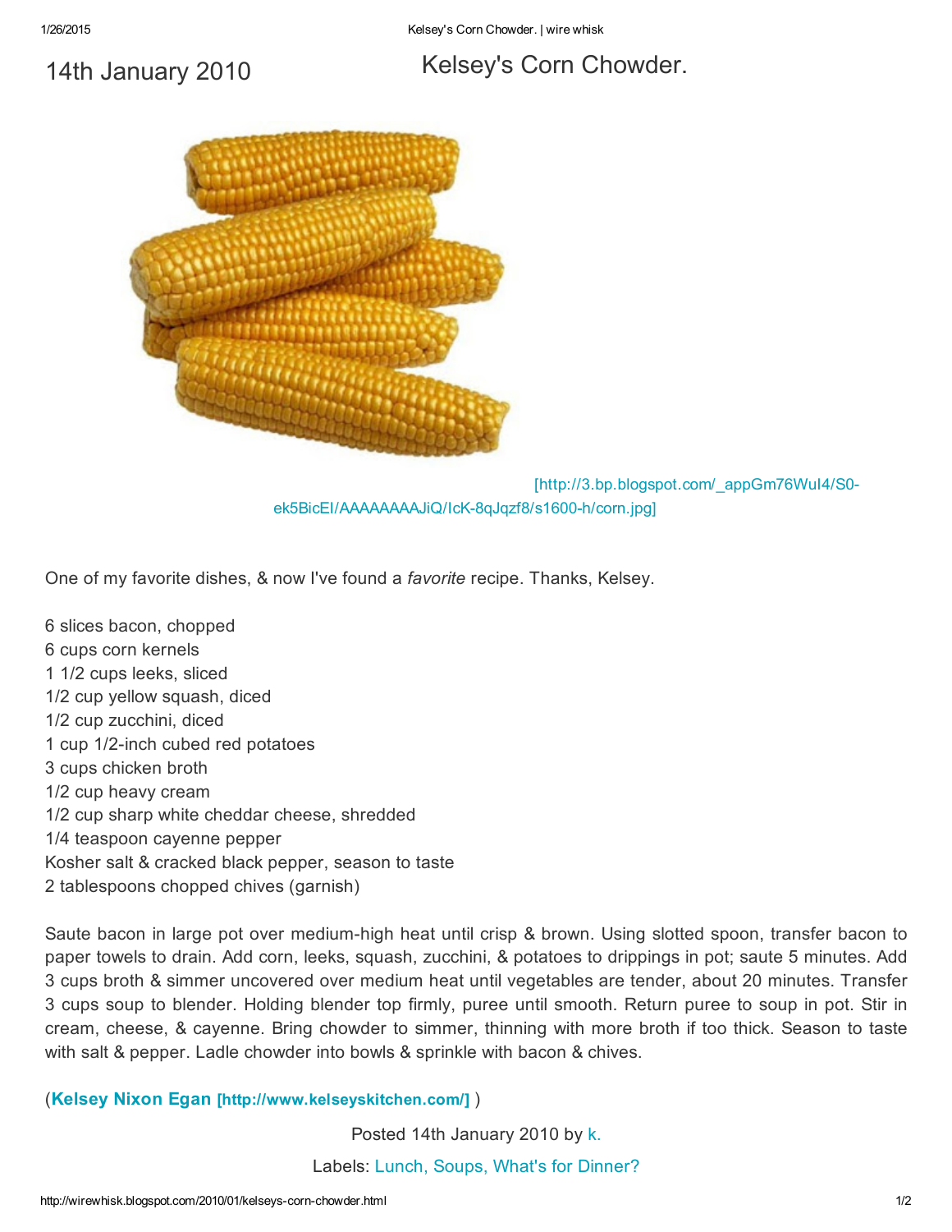14th January 2010

# Kelsey's Corn Chowder.

[http://3.bp.blogspot.com/_appGm76WuI4/S0-ek5BicEI/AAAAAAAAJiQ/IcK-8qJqzf8/s1600-h/corn.jpg]

One of my favorite dishes, & now I've found a *favorite* recipe. Thanks, Kelsey.

6 slices bacon, chopped
6 cups corn kernels
1 1/2 cups leeks, sliced
1/2 cup yellow squash, diced
1/2 cup zucchini, diced
1 cup 1/2-inch cubed red potatoes
3 cups chicken broth
1/2 cup heavy cream
1/2 cup sharp white cheddar cheese, shredded
1/4 teaspoon cayenne pepper
Kosher salt & cracked black pepper, season to taste
2 tablespoons chopped chives (garnish)

Saute bacon in large pot over medium-high heat until crisp & brown. Using slotted spoon, transfer bacon to paper towels to drain. Add corn, leeks, squash, zucchini, & potatoes to drippings in pot; saute 5 minutes. Add 3 cups broth & simmer uncovered over medium heat until vegetables are tender, about 20 minutes. Transfer 3 cups soup to blender. Holding blender top firmly, puree until smooth. Return puree to soup in pot. Stir in cream, cheese, & cayenne. Bring chowder to simmer, thinning with more broth if too thick. Season to taste with salt & pepper. Ladle chowder into bowls & sprinkle with bacon & chives.

(**Kelsey Nixon Egan [http://www.kelseyskitchen.com/]** )

Posted 14th January 2010 by k.

Labels: Lunch, Soups, What's for Dinner?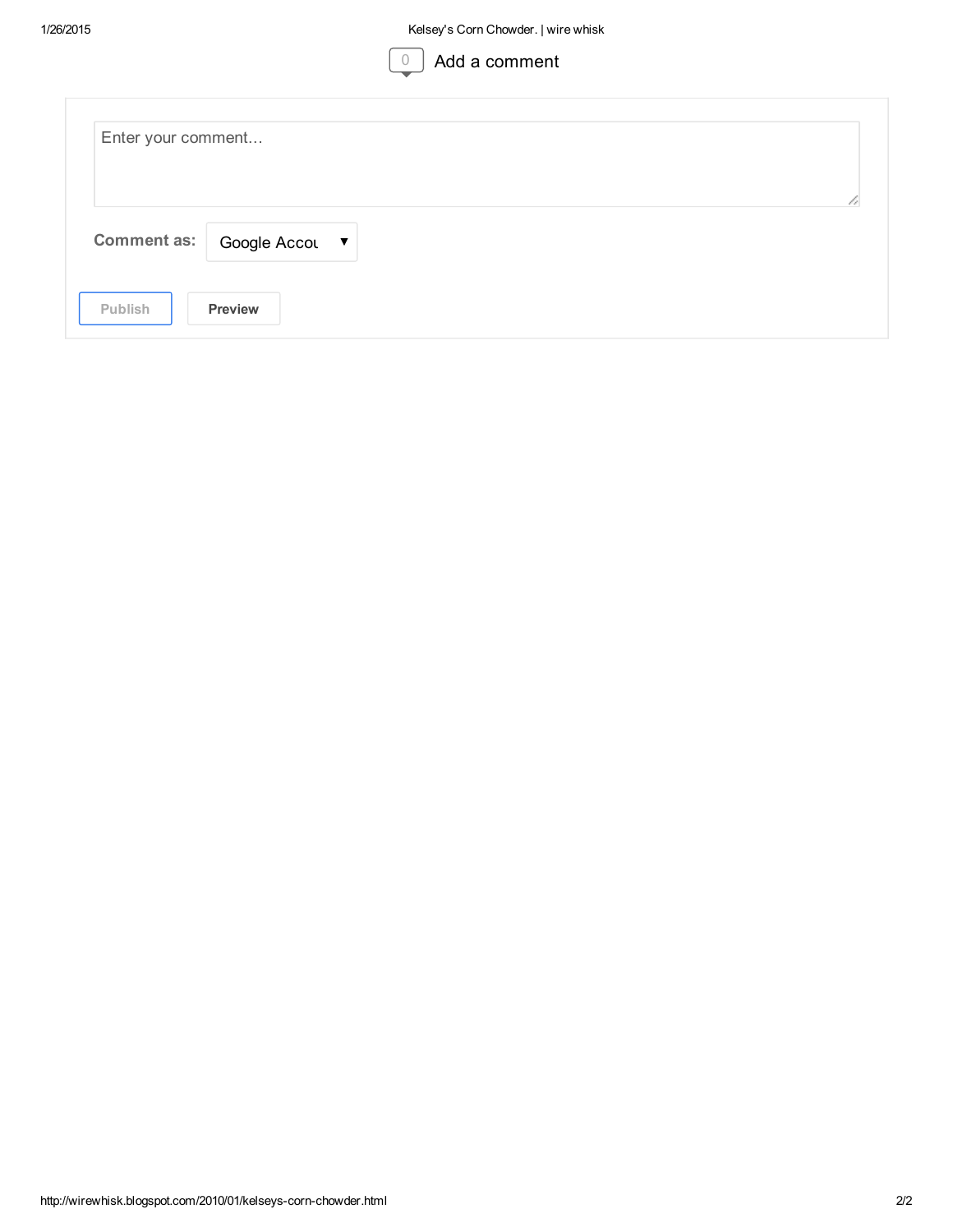0 Add a comment

Enter your comment...

Comment as: Google Accou ▼

Publish Preview